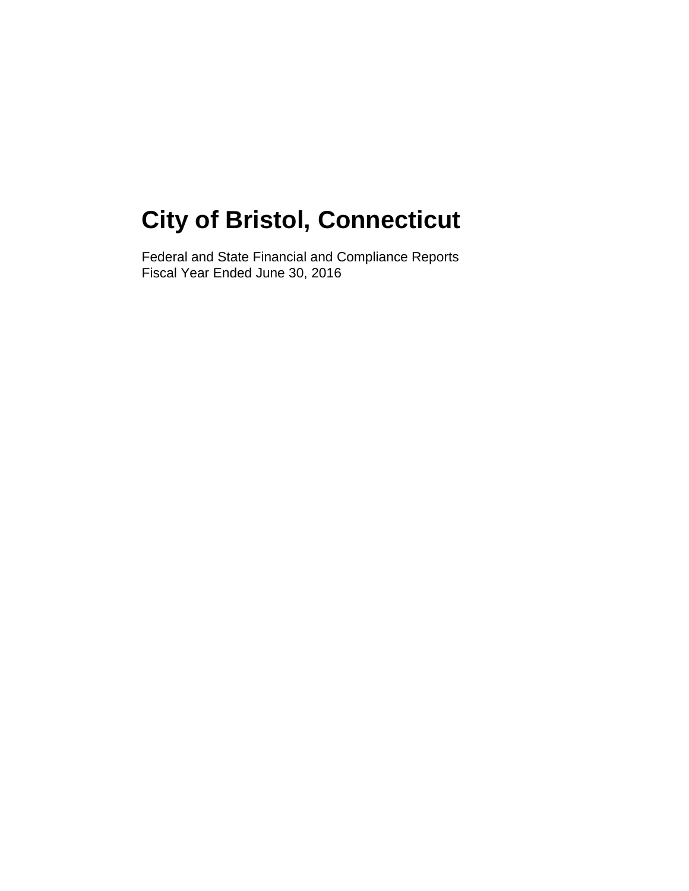# City of Bristol, Connecticut

Federal and State Financial and Compliance Reports
Fiscal Year Ended June 30, 2016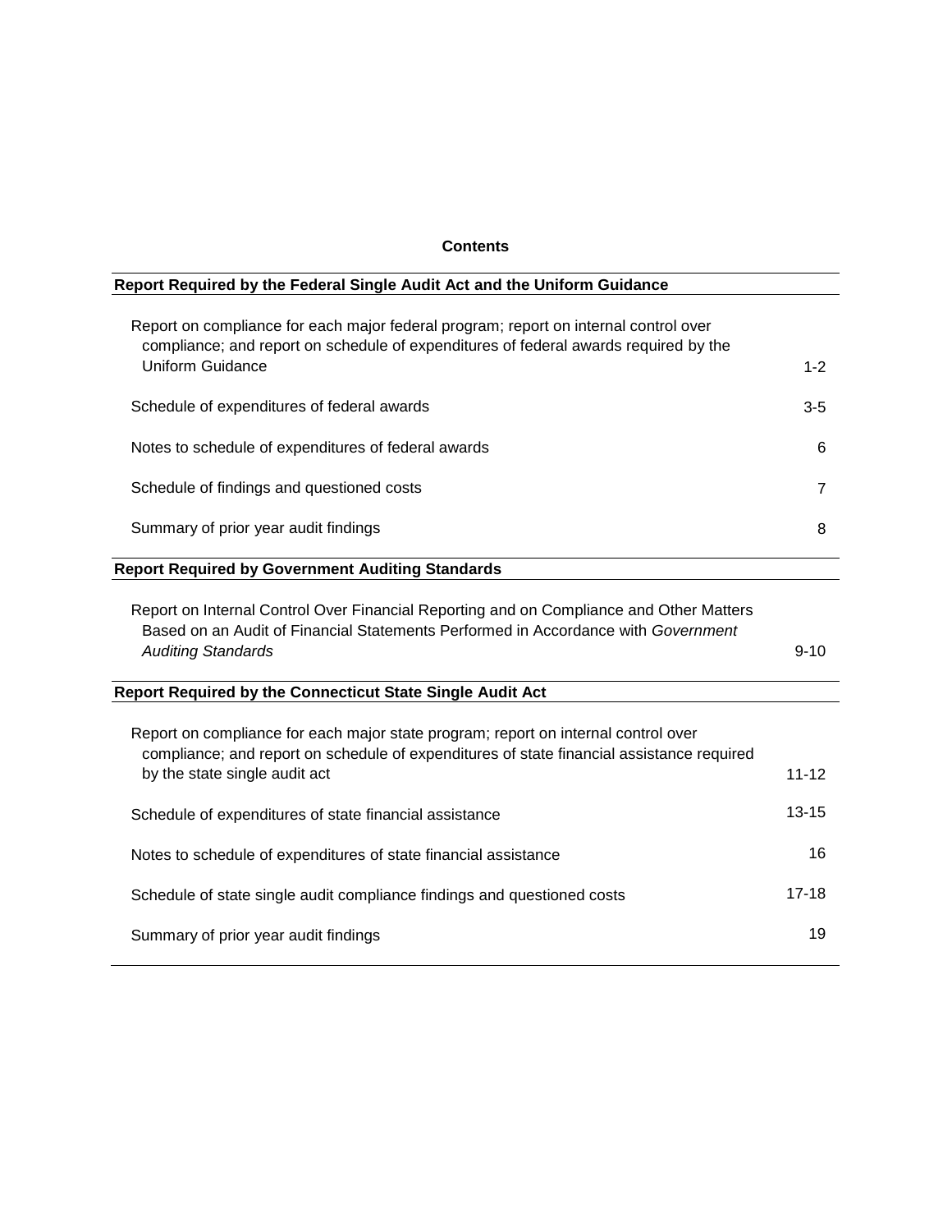# Contents

| **Report Required by the Federal Single Audit Act and the Uniform Guidance** | |
|---|---|
| Report on compliance for each major federal program; report on internal control over compliance; and report on schedule of expenditures of federal awards required by the Uniform Guidance | 1-2 |
| Schedule of expenditures of federal awards | 3-5 |
| Notes to schedule of expenditures of federal awards | 6 |
| Schedule of findings and questioned costs | 7 |
| Summary of prior year audit findings | 8 |
| **Report Required by Government Auditing Standards** | |
| Report on Internal Control Over Financial Reporting and on Compliance and Other Matters Based on an Audit of Financial Statements Performed in Accordance with *Government Auditing Standards* | 9-10 |
| **Report Required by the Connecticut State Single Audit Act** | |
| Report on compliance for each major state program; report on internal control over compliance; and report on schedule of expenditures of state financial assistance required by the state single audit act | 11-12 |
| Schedule of expenditures of state financial assistance | 13-15 |
| Notes to schedule of expenditures of state financial assistance | 16 |
| Schedule of state single audit compliance findings and questioned costs | 17-18 |
| Summary of prior year audit findings | 19 |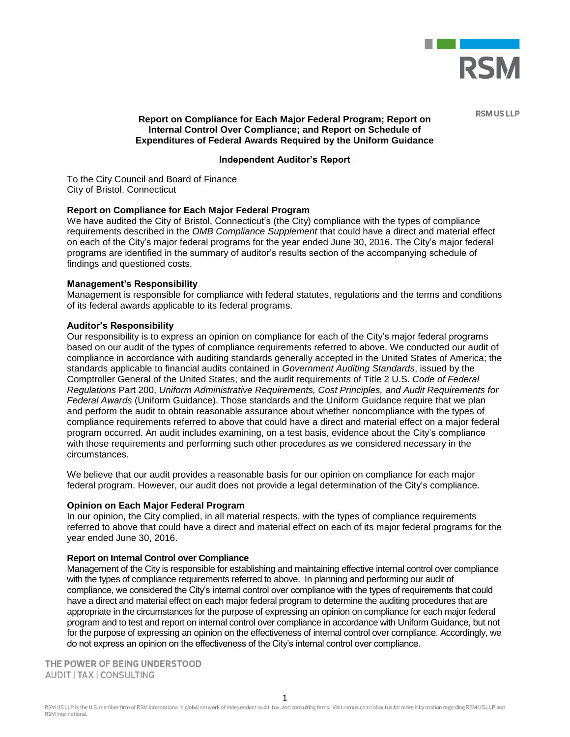RSM US LLP

**Report on Compliance for Each Major Federal Program; Report on Internal Control Over Compliance; and Report on Schedule of Expenditures of Federal Awards Required by the Uniform Guidance**

**Independent Auditor's Report**

To the City Council and Board of Finance
City of Bristol, Connecticut

**Report on Compliance for Each Major Federal Program**

We have audited the City of Bristol, Connecticut's (the City) compliance with the types of compliance requirements described in the *OMB Compliance Supplement* that could have a direct and material effect on each of the City's major federal programs for the year ended June 30, 2016. The City's major federal programs are identified in the summary of auditor's results section of the accompanying schedule of findings and questioned costs.

**Management's Responsibility**

Management is responsible for compliance with federal statutes, regulations and the terms and conditions of its federal awards applicable to its federal programs.

**Auditor's Responsibility**

Our responsibility is to express an opinion on compliance for each of the City's major federal programs based on our audit of the types of compliance requirements referred to above. We conducted our audit of compliance in accordance with auditing standards generally accepted in the United States of America; the standards applicable to financial audits contained in *Government Auditing Standards*, issued by the Comptroller General of the United States; and the audit requirements of Title 2 U.S. *Code of Federal Regulations* Part 200, *Uniform Administrative Requirements, Cost Principles, and Audit Requirements for Federal Awards* (Uniform Guidance). Those standards and the Uniform Guidance require that we plan and perform the audit to obtain reasonable assurance about whether noncompliance with the types of compliance requirements referred to above that could have a direct and material effect on a major federal program occurred. An audit includes examining, on a test basis, evidence about the City's compliance with those requirements and performing such other procedures as we considered necessary in the circumstances.

We believe that our audit provides a reasonable basis for our opinion on compliance for each major federal program. However, our audit does not provide a legal determination of the City's compliance.

**Opinion on Each Major Federal Program**

In our opinion, the City complied, in all material respects, with the types of compliance requirements referred to above that could have a direct and material effect on each of its major federal programs for the year ended June 30, 2016.

**Report on Internal Control over Compliance**

Management of the City is responsible for establishing and maintaining effective internal control over compliance with the types of compliance requirements referred to above. In planning and performing our audit of compliance, we considered the City's internal control over compliance with the types of requirements that could have a direct and material effect on each major federal program to determine the auditing procedures that are appropriate in the circumstances for the purpose of expressing an opinion on compliance for each major federal program and to test and report on internal control over compliance in accordance with Uniform Guidance, but not for the purpose of expressing an opinion on the effectiveness of internal control over compliance. Accordingly, we do not express an opinion on the effectiveness of the City's internal control over compliance.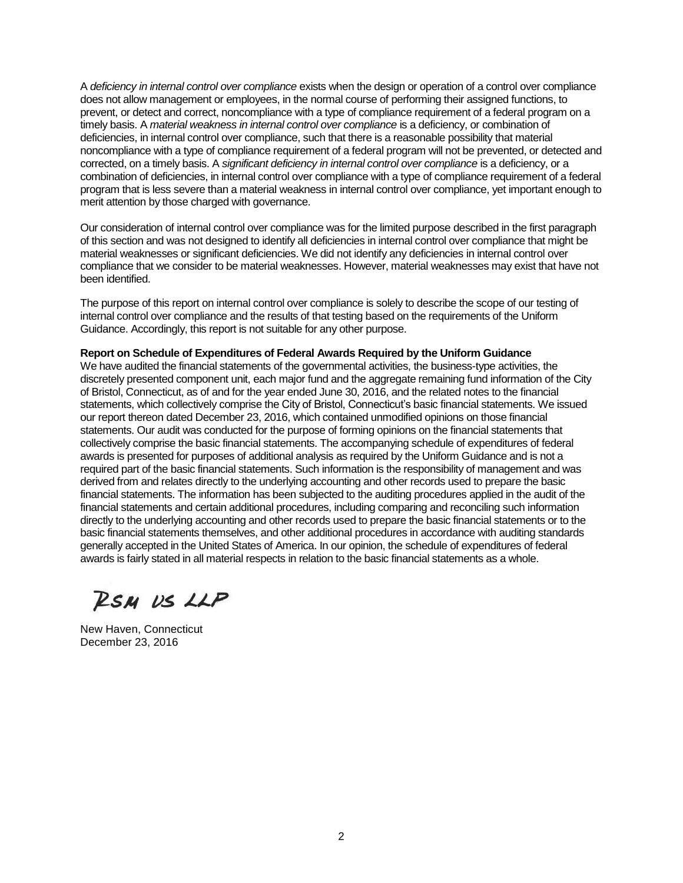A *deficiency in internal control over compliance* exists when the design or operation of a control over compliance does not allow management or employees, in the normal course of performing their assigned functions, to prevent, or detect and correct, noncompliance with a type of compliance requirement of a federal program on a timely basis. A *material weakness in internal control over compliance* is a deficiency, or combination of deficiencies, in internal control over compliance, such that there is a reasonable possibility that material noncompliance with a type of compliance requirement of a federal program will not be prevented, or detected and corrected, on a timely basis. A *significant deficiency in internal control over compliance* is a deficiency, or a combination of deficiencies, in internal control over compliance with a type of compliance requirement of a federal program that is less severe than a material weakness in internal control over compliance, yet important enough to merit attention by those charged with governance.

Our consideration of internal control over compliance was for the limited purpose described in the first paragraph of this section and was not designed to identify all deficiencies in internal control over compliance that might be material weaknesses or significant deficiencies. We did not identify any deficiencies in internal control over compliance that we consider to be material weaknesses. However, material weaknesses may exist that have not been identified.

The purpose of this report on internal control over compliance is solely to describe the scope of our testing of internal control over compliance and the results of that testing based on the requirements of the Uniform Guidance. Accordingly, this report is not suitable for any other purpose.

**Report on Schedule of Expenditures of Federal Awards Required by the Uniform Guidance**

We have audited the financial statements of the governmental activities, the business-type activities, the discretely presented component unit, each major fund and the aggregate remaining fund information of the City of Bristol, Connecticut, as of and for the year ended June 30, 2016, and the related notes to the financial statements, which collectively comprise the City of Bristol, Connecticut's basic financial statements. We issued our report thereon dated December 23, 2016, which contained unmodified opinions on those financial statements. Our audit was conducted for the purpose of forming opinions on the financial statements that collectively comprise the basic financial statements. The accompanying schedule of expenditures of federal awards is presented for purposes of additional analysis as required by the Uniform Guidance and is not a required part of the basic financial statements. Such information is the responsibility of management and was derived from and relates directly to the underlying accounting and other records used to prepare the basic financial statements. The information has been subjected to the auditing procedures applied in the audit of the financial statements and certain additional procedures, including comparing and reconciling such information directly to the underlying accounting and other records used to prepare the basic financial statements or to the basic financial statements themselves, and other additional procedures in accordance with auditing standards generally accepted in the United States of America. In our opinion, the schedule of expenditures of federal awards is fairly stated in all material respects in relation to the basic financial statements as a whole.

RSM US LLP

New Haven, Connecticut
December 23, 2016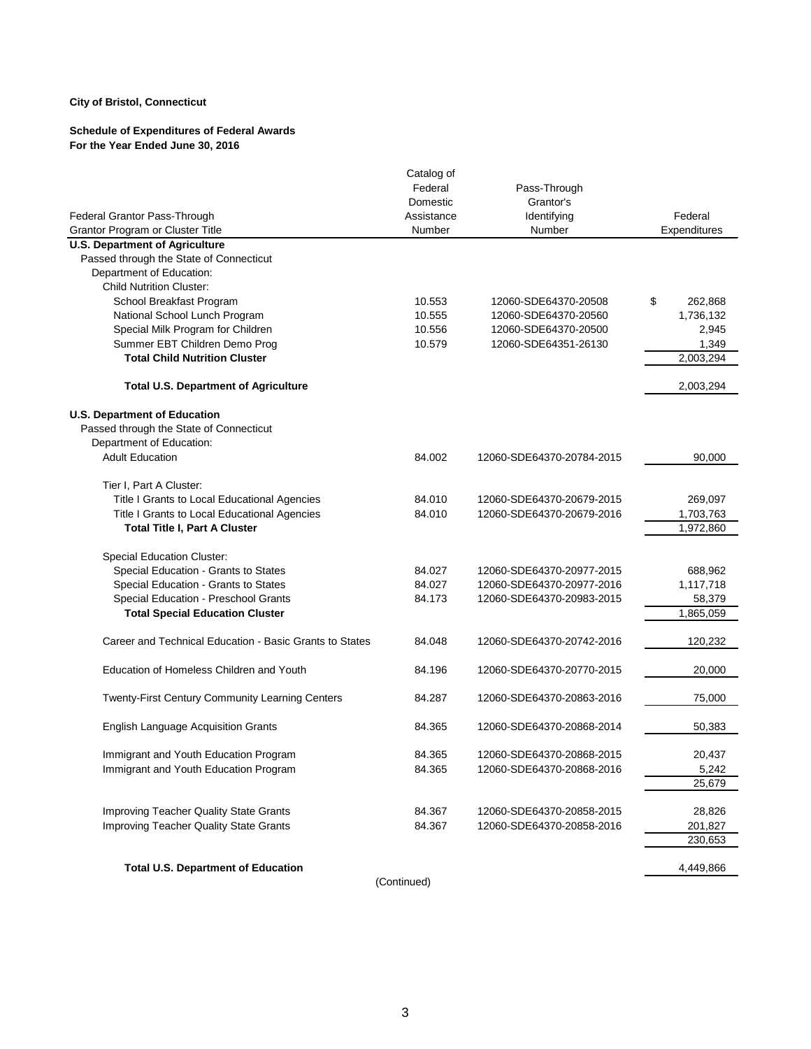**City of Bristol, Connecticut**

**Schedule of Expenditures of Federal Awards**
**For the Year Ended June 30, 2016**

| Federal Grantor Pass-Through Grantor Program or Cluster Title | Catalog of Federal Domestic Assistance Number | Pass-Through Grantor's Identifying Number | Federal Expenditures |
|---|---|---|---|
| **U.S. Department of Agriculture** | | | |
| Passed through the State of Connecticut | | | |
| Department of Education: | | | |
| Child Nutrition Cluster: | | | |
| School Breakfast Program | 10.553 | 12060-SDE64370-20508 | $ 262,868 |
| National School Lunch Program | 10.555 | 12060-SDE64370-20560 | 1,736,132 |
| Special Milk Program for Children | 10.556 | 12060-SDE64370-20500 | 2,945 |
| Summer EBT Children Demo Prog | 10.579 | 12060-SDE64351-26130 | 1,349 |
| **Total Child Nutrition Cluster** | | | 2,003,294 |
| **Total U.S. Department of Agriculture** | | | 2,003,294 |
| **U.S. Department of Education** | | | |
| Passed through the State of Connecticut | | | |
| Department of Education: | | | |
| Adult Education | 84.002 | 12060-SDE64370-20784-2015 | 90,000 |
| Tier I, Part A Cluster: | | | |
| Title I Grants to Local Educational Agencies | 84.010 | 12060-SDE64370-20679-2015 | 269,097 |
| Title I Grants to Local Educational Agencies | 84.010 | 12060-SDE64370-20679-2016 | 1,703,763 |
| **Total Title I, Part A Cluster** | | | 1,972,860 |
| Special Education Cluster: | | | |
| Special Education - Grants to States | 84.027 | 12060-SDE64370-20977-2015 | 688,962 |
| Special Education - Grants to States | 84.027 | 12060-SDE64370-20977-2016 | 1,117,718 |
| Special Education - Preschool Grants | 84.173 | 12060-SDE64370-20983-2015 | 58,379 |
| **Total Special Education Cluster** | | | 1,865,059 |
| Career and Technical Education - Basic Grants to States | 84.048 | 12060-SDE64370-20742-2016 | 120,232 |
| Education of Homeless Children and Youth | 84.196 | 12060-SDE64370-20770-2015 | 20,000 |
| Twenty-First Century Community Learning Centers | 84.287 | 12060-SDE64370-20863-2016 | 75,000 |
| English Language Acquisition Grants | 84.365 | 12060-SDE64370-20868-2014 | 50,383 |
| Immigrant and Youth Education Program | 84.365 | 12060-SDE64370-20868-2015 | 20,437 |
| Immigrant and Youth Education Program | 84.365 | 12060-SDE64370-20868-2016 | 5,242 |
| | | | 25,679 |
| Improving Teacher Quality State Grants | 84.367 | 12060-SDE64370-20858-2015 | 28,826 |
| Improving Teacher Quality State Grants | 84.367 | 12060-SDE64370-20858-2016 | 201,827 |
| | | | 230,653 |
| **Total U.S. Department of Education** | | | 4,449,866 |

(Continued)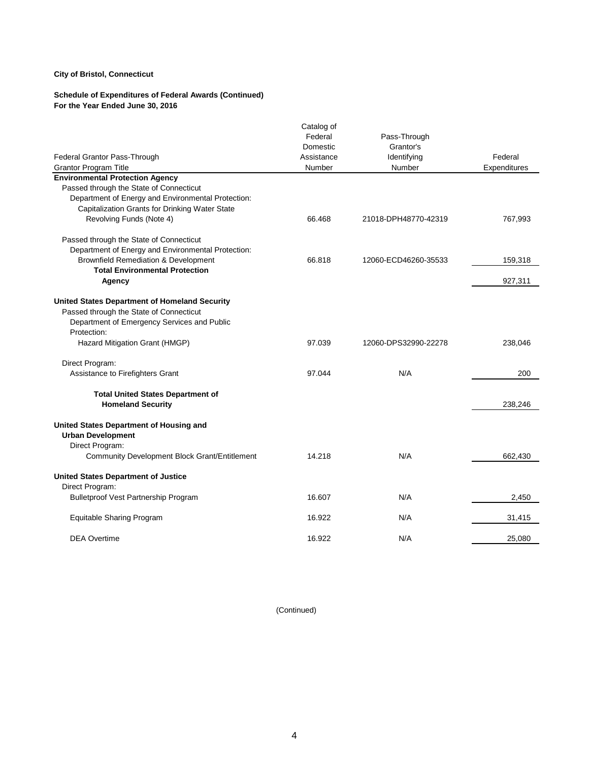**City of Bristol, Connecticut**

**Schedule of Expenditures of Federal Awards (Continued)**
**For the Year Ended June 30, 2016**

| Federal Grantor Pass-Through Grantor Program Title | Catalog of Federal Domestic Assistance Number | Pass-Through Grantor's Identifying Number | Federal Expenditures |
|---|---|---|---|
| **Environmental Protection Agency** | | | |
| Passed through the State of Connecticut | | | |
| Department of Energy and Environmental Protection: | | | |
| Capitalization Grants for Drinking Water State Revolving Funds (Note 4) | 66.468 | 21018-DPH48770-42319 | 767,993 |
| Passed through the State of Connecticut | | | |
| Department of Energy and Environmental Protection: | | | |
| Brownfield Remediation & Development | 66.818 | 12060-ECD46260-35533 | 159,318 |
| **Total Environmental Protection Agency** | | | 927,311 |
| **United States Department of Homeland Security** | | | |
| Passed through the State of Connecticut | | | |
| Department of Emergency Services and Public Protection: | | | |
| Hazard Mitigation Grant (HMGP) | 97.039 | 12060-DPS32990-22278 | 238,046 |
| Direct Program: | | | |
| Assistance to Firefighters Grant | 97.044 | N/A | 200 |
| **Total United States Department of Homeland Security** | | | 238,246 |
| **United States Department of Housing and Urban Development** | | | |
| Direct Program: | | | |
| Community Development Block Grant/Entitlement | 14.218 | N/A | 662,430 |
| **United States Department of Justice** | | | |
| Direct Program: | | | |
| Bulletproof Vest Partnership Program | 16.607 | N/A | 2,450 |
| Equitable Sharing Program | 16.922 | N/A | 31,415 |
| DEA Overtime | 16.922 | N/A | 25,080 |

(Continued)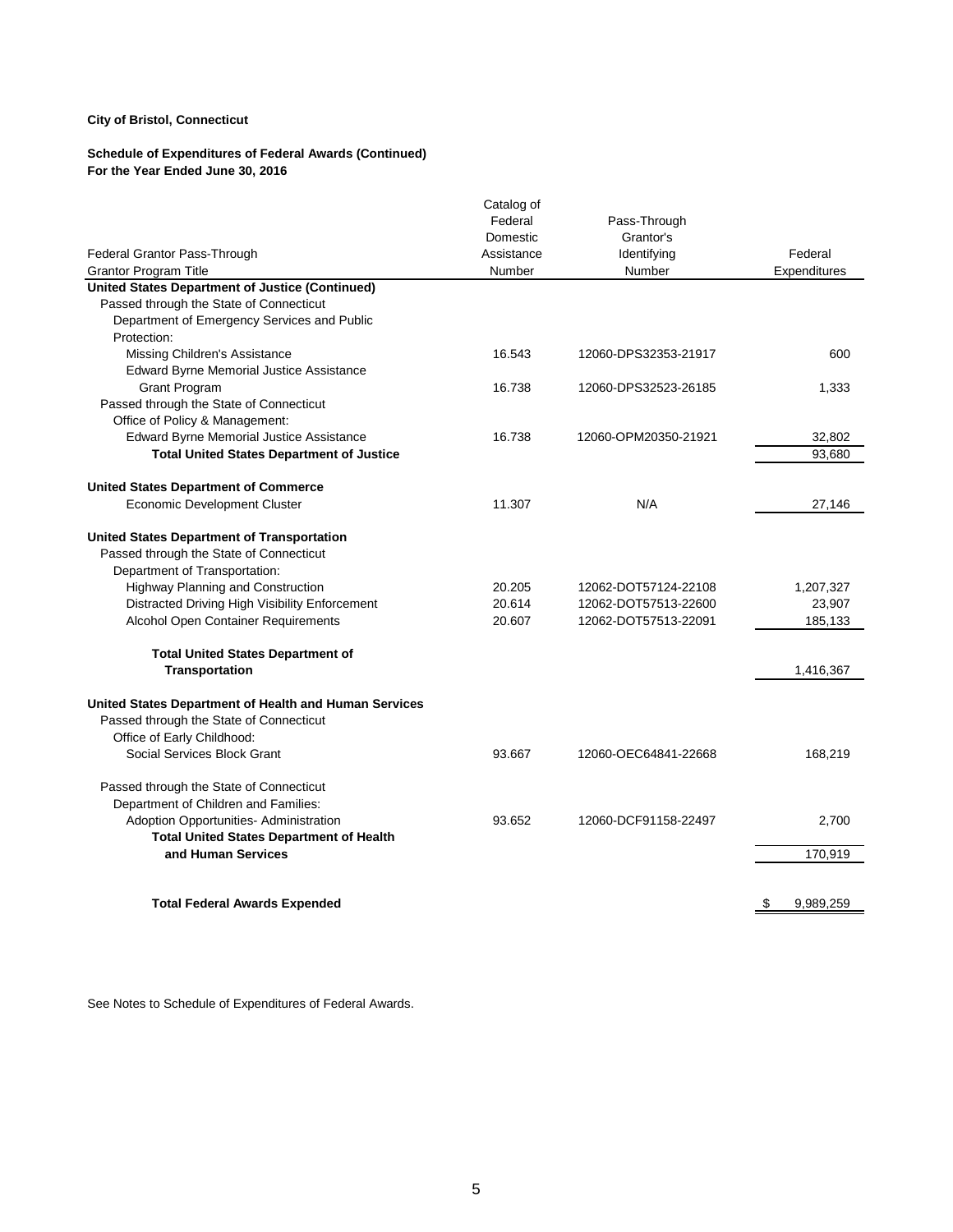**City of Bristol, Connecticut**

**Schedule of Expenditures of Federal Awards (Continued)**
**For the Year Ended June 30, 2016**

| Federal Grantor Pass-Through Grantor Program Title | Catalog of Federal Domestic Assistance Number | Pass-Through Grantor's Identifying Number | Federal Expenditures |
|---|---|---|---|
| **United States Department of Justice (Continued)** | | | |
| Passed through the State of Connecticut | | | |
| Department of Emergency Services and Public Protection: | | | |
| Missing Children's Assistance | 16.543 | 12060-DPS32353-21917 | 600 |
| Edward Byrne Memorial Justice Assistance Grant Program | 16.738 | 12060-DPS32523-26185 | 1,333 |
| Passed through the State of Connecticut | | | |
| Office of Policy & Management: | | | |
| Edward Byrne Memorial Justice Assistance | 16.738 | 12060-OPM20350-21921 | 32,802 |
| **Total United States Department of Justice** | | | 93,680 |
| **United States Department of Commerce** | | | |
| Economic Development Cluster | 11.307 | N/A | 27,146 |
| **United States Department of Transportation** | | | |
| Passed through the State of Connecticut | | | |
| Department of Transportation: | | | |
| Highway Planning and Construction | 20.205 | 12062-DOT57124-22108 | 1,207,327 |
| Distracted Driving High Visibility Enforcement | 20.614 | 12062-DOT57513-22600 | 23,907 |
| Alcohol Open Container Requirements | 20.607 | 12062-DOT57513-22091 | 185,133 |
| **Total United States Department of Transportation** | | | 1,416,367 |
| **United States Department of Health and Human Services** | | | |
| Passed through the State of Connecticut | | | |
| Office of Early Childhood: | | | |
| Social Services Block Grant | 93.667 | 12060-OEC64841-22668 | 168,219 |
| Passed through the State of Connecticut | | | |
| Department of Children and Families: | | | |
| Adoption Opportunities- Administration | 93.652 | 12060-DCF91158-22497 | 2,700 |
| **Total United States Department of Health and Human Services** | | | 170,919 |
| **Total Federal Awards Expended** | | | $ 9,989,259 |

See Notes to Schedule of Expenditures of Federal Awards.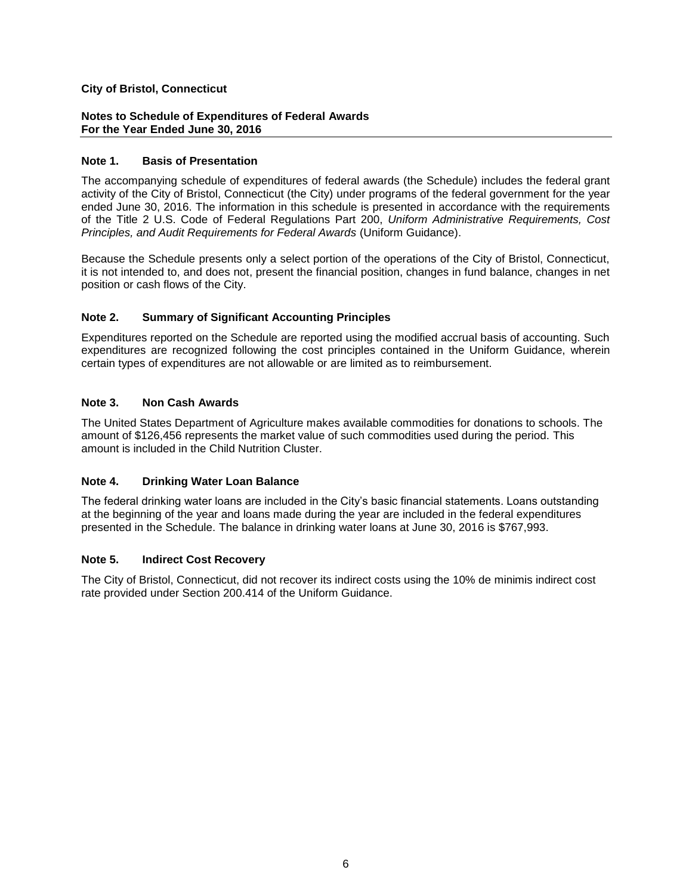**City of Bristol, Connecticut**

**Notes to Schedule of Expenditures of Federal Awards**
**For the Year Ended June 30, 2016**

### Note 1. Basis of Presentation

The accompanying schedule of expenditures of federal awards (the Schedule) includes the federal grant activity of the City of Bristol, Connecticut (the City) under programs of the federal government for the year ended June 30, 2016. The information in this schedule is presented in accordance with the requirements of the Title 2 U.S. Code of Federal Regulations Part 200, *Uniform Administrative Requirements, Cost Principles, and Audit Requirements for Federal Awards* (Uniform Guidance).

Because the Schedule presents only a select portion of the operations of the City of Bristol, Connecticut, it is not intended to, and does not, present the financial position, changes in fund balance, changes in net position or cash flows of the City.

### Note 2. Summary of Significant Accounting Principles

Expenditures reported on the Schedule are reported using the modified accrual basis of accounting. Such expenditures are recognized following the cost principles contained in the Uniform Guidance, wherein certain types of expenditures are not allowable or are limited as to reimbursement.

### Note 3. Non Cash Awards

The United States Department of Agriculture makes available commodities for donations to schools. The amount of $126,456 represents the market value of such commodities used during the period. This amount is included in the Child Nutrition Cluster.

### Note 4. Drinking Water Loan Balance

The federal drinking water loans are included in the City's basic financial statements. Loans outstanding at the beginning of the year and loans made during the year are included in the federal expenditures presented in the Schedule. The balance in drinking water loans at June 30, 2016 is $767,993.

### Note 5. Indirect Cost Recovery

The City of Bristol, Connecticut, did not recover its indirect costs using the 10% de minimis indirect cost rate provided under Section 200.414 of the Uniform Guidance.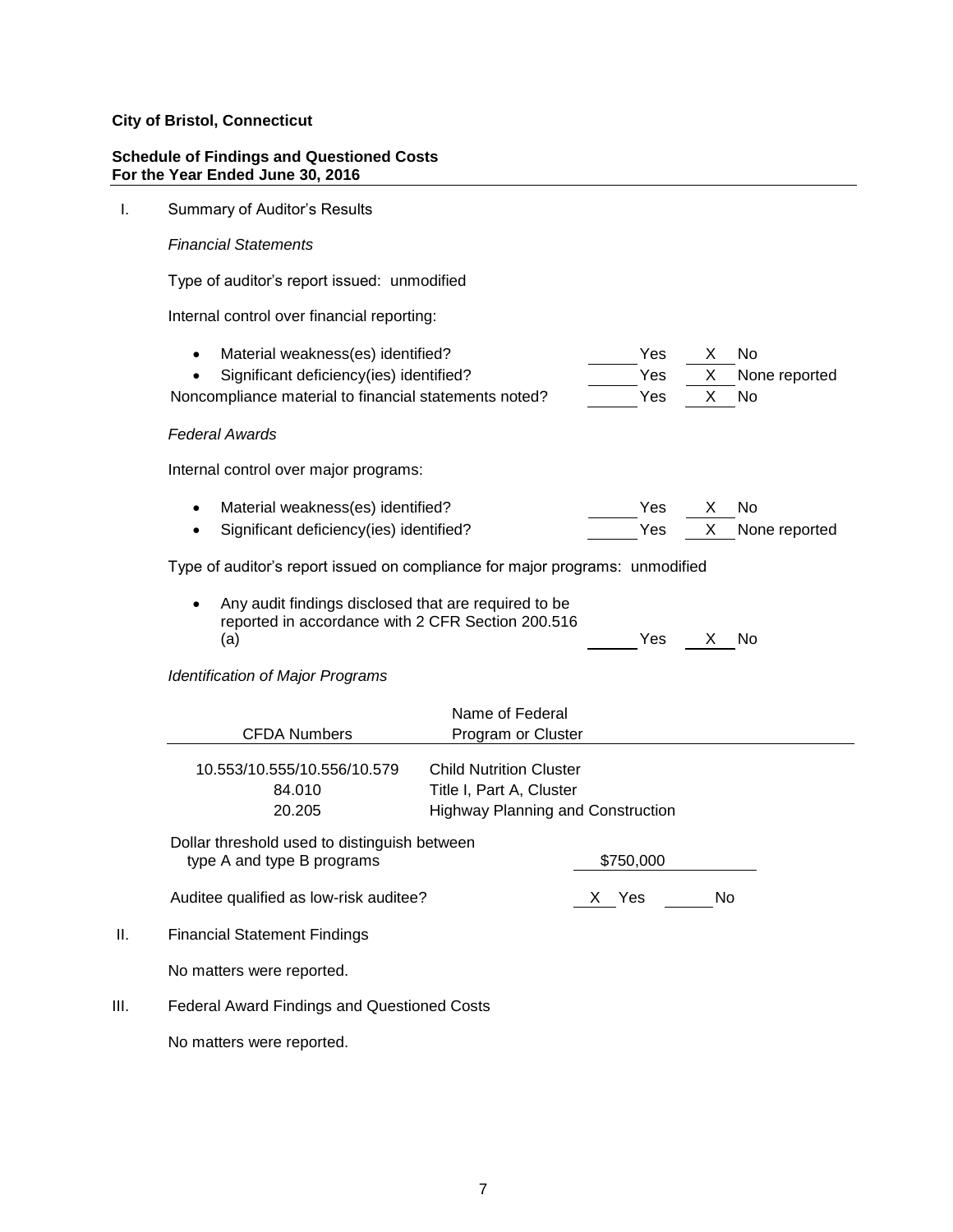**City of Bristol, Connecticut**

**Schedule of Findings and Questioned Costs**
**For the Year Ended June 30, 2016**

I. Summary of Auditor's Results

*Financial Statements*

Type of auditor's report issued: unmodified

Internal control over financial reporting:

- Material weakness(es) identified? ______ Yes __X__ No
- Significant deficiency(ies) identified? ______ Yes __X__ None reported

Noncompliance material to financial statements noted? ______ Yes __X__ No

*Federal Awards*

Internal control over major programs:

- Material weakness(es) identified? ______ Yes __X__ No
- Significant deficiency(ies) identified? ______ Yes __X__ None reported

Type of auditor's report issued on compliance for major programs: unmodified

- Any audit findings disclosed that are required to be reported in accordance with 2 CFR Section 200.516 (a) ______ Yes __X__ No

*Identification of Major Programs*

| CFDA Numbers | Name of Federal Program or Cluster |
|---|---|
| 10.553/10.555/10.556/10.579 | Child Nutrition Cluster |
| 84.010 | Title I, Part A, Cluster |
| 20.205 | Highway Planning and Construction |

Dollar threshold used to distinguish between type A and type B programs: $750,000

Auditee qualified as low-risk auditee? __X__ Yes ______ No

II. Financial Statement Findings

No matters were reported.

III. Federal Award Findings and Questioned Costs

No matters were reported.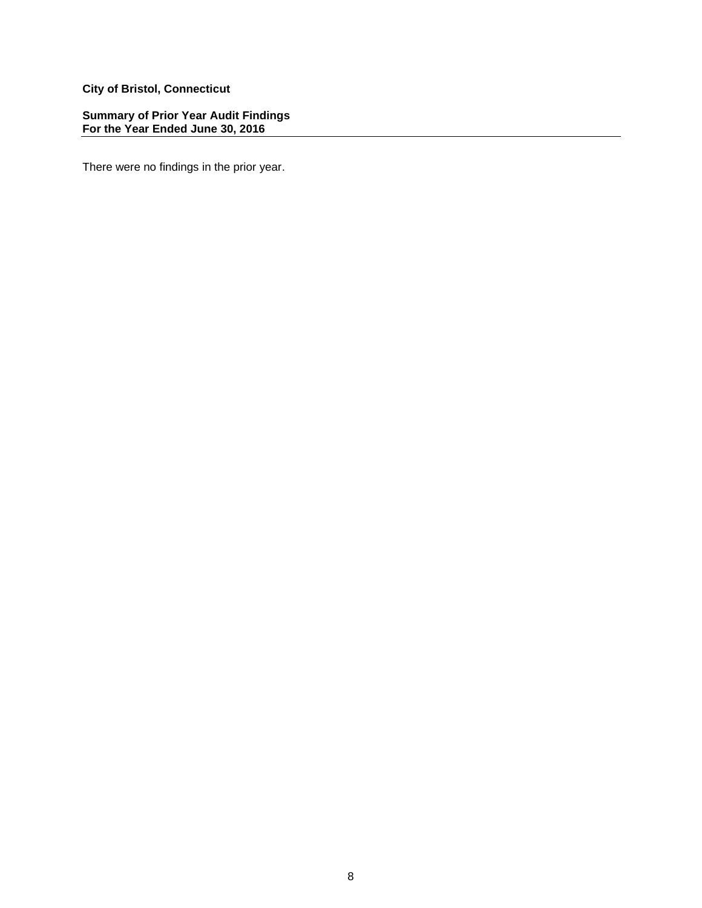**City of Bristol, Connecticut**

**Summary of Prior Year Audit Findings**
**For the Year Ended June 30, 2016**

There were no findings in the prior year.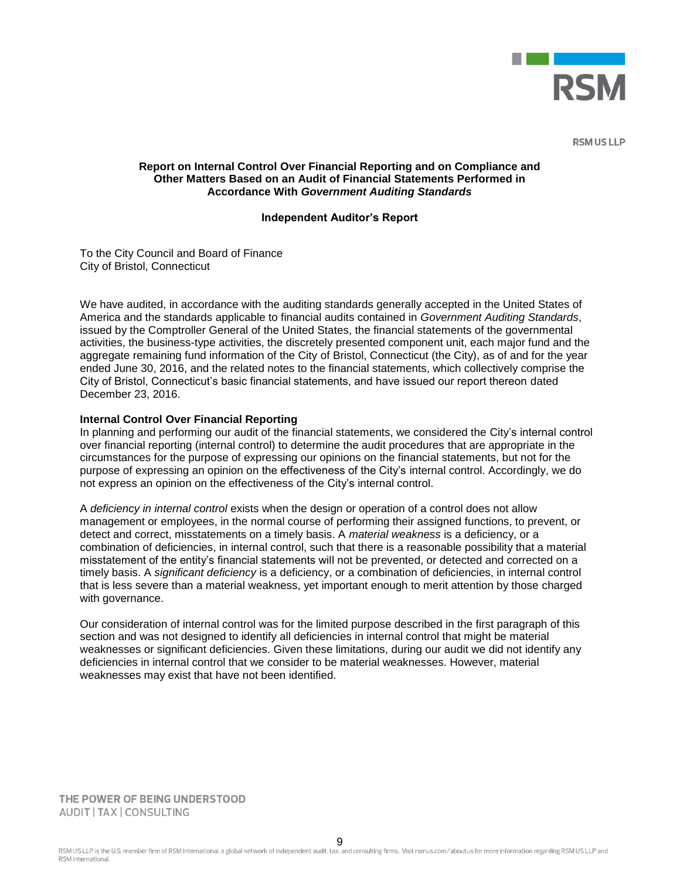RSM US LLP

**Report on Internal Control Over Financial Reporting and on Compliance and Other Matters Based on an Audit of Financial Statements Performed in Accordance With *Government Auditing Standards***

**Independent Auditor's Report**

To the City Council and Board of Finance
City of Bristol, Connecticut

We have audited, in accordance with the auditing standards generally accepted in the United States of America and the standards applicable to financial audits contained in *Government Auditing Standards*, issued by the Comptroller General of the United States, the financial statements of the governmental activities, the business-type activities, the discretely presented component unit, each major fund and the aggregate remaining fund information of the City of Bristol, Connecticut (the City), as of and for the year ended June 30, 2016, and the related notes to the financial statements, which collectively comprise the City of Bristol, Connecticut's basic financial statements, and have issued our report thereon dated December 23, 2016.

**Internal Control Over Financial Reporting**

In planning and performing our audit of the financial statements, we considered the City's internal control over financial reporting (internal control) to determine the audit procedures that are appropriate in the circumstances for the purpose of expressing our opinions on the financial statements, but not for the purpose of expressing an opinion on the effectiveness of the City's internal control. Accordingly, we do not express an opinion on the effectiveness of the City's internal control.

A *deficiency in internal control* exists when the design or operation of a control does not allow management or employees, in the normal course of performing their assigned functions, to prevent, or detect and correct, misstatements on a timely basis. A *material weakness* is a deficiency, or a combination of deficiencies, in internal control, such that there is a reasonable possibility that a material misstatement of the entity's financial statements will not be prevented, or detected and corrected on a timely basis. A *significant deficiency* is a deficiency, or a combination of deficiencies, in internal control that is less severe than a material weakness, yet important enough to merit attention by those charged with governance.

Our consideration of internal control was for the limited purpose described in the first paragraph of this section and was not designed to identify all deficiencies in internal control that might be material weaknesses or significant deficiencies. Given these limitations, during our audit we did not identify any deficiencies in internal control that we consider to be material weaknesses. However, material weaknesses may exist that have not been identified.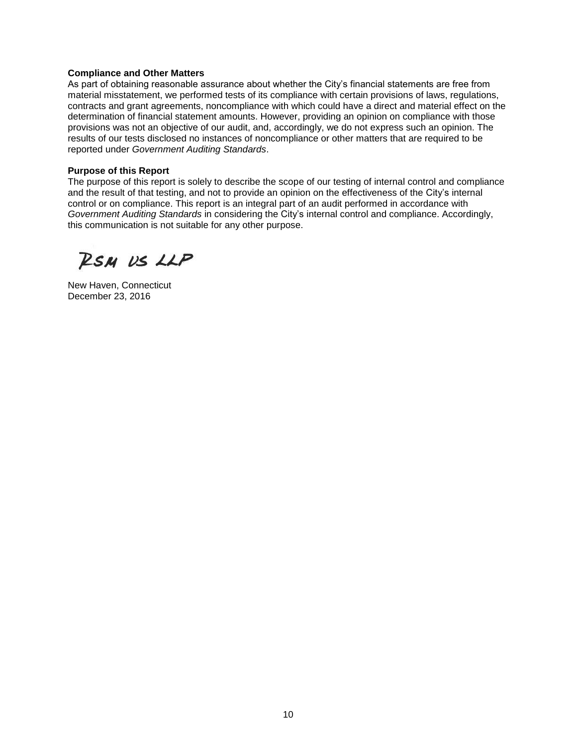**Compliance and Other Matters**

As part of obtaining reasonable assurance about whether the City's financial statements are free from material misstatement, we performed tests of its compliance with certain provisions of laws, regulations, contracts and grant agreements, noncompliance with which could have a direct and material effect on the determination of financial statement amounts. However, providing an opinion on compliance with those provisions was not an objective of our audit, and, accordingly, we do not express such an opinion. The results of our tests disclosed no instances of noncompliance or other matters that are required to be reported under *Government Auditing Standards*.

**Purpose of this Report**

The purpose of this report is solely to describe the scope of our testing of internal control and compliance and the result of that testing, and not to provide an opinion on the effectiveness of the City's internal control or on compliance. This report is an integral part of an audit performed in accordance with *Government Auditing Standards* in considering the City's internal control and compliance. Accordingly, this communication is not suitable for any other purpose.

RSM US LLP

New Haven, Connecticut
December 23, 2016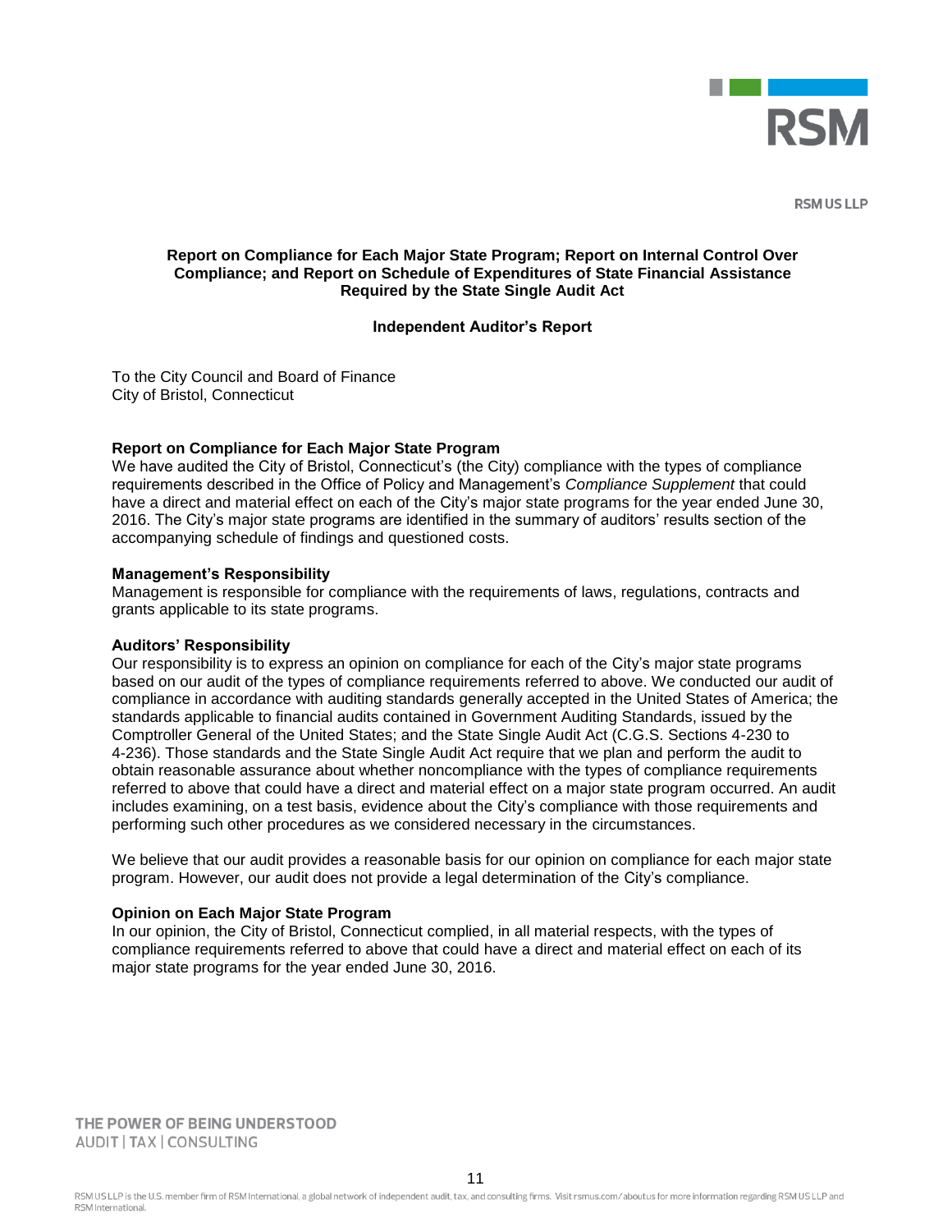# Report on Compliance for Each Major State Program; Report on Internal Control Over Compliance; and Report on Schedule of Expenditures of State Financial Assistance Required by the State Single Audit Act

## Independent Auditor's Report

To the City Council and Board of Finance
City of Bristol, Connecticut

### Report on Compliance for Each Major State Program

We have audited the City of Bristol, Connecticut's (the City) compliance with the types of compliance requirements described in the Office of Policy and Management's *Compliance Supplement* that could have a direct and material effect on each of the City's major state programs for the year ended June 30, 2016. The City's major state programs are identified in the summary of auditors' results section of the accompanying schedule of findings and questioned costs.

### Management's Responsibility

Management is responsible for compliance with the requirements of laws, regulations, contracts and grants applicable to its state programs.

### Auditors' Responsibility

Our responsibility is to express an opinion on compliance for each of the City's major state programs based on our audit of the types of compliance requirements referred to above. We conducted our audit of compliance in accordance with auditing standards generally accepted in the United States of America; the standards applicable to financial audits contained in Government Auditing Standards, issued by the Comptroller General of the United States; and the State Single Audit Act (C.G.S. Sections 4-230 to 4-236). Those standards and the State Single Audit Act require that we plan and perform the audit to obtain reasonable assurance about whether noncompliance with the types of compliance requirements referred to above that could have a direct and material effect on a major state program occurred. An audit includes examining, on a test basis, evidence about the City's compliance with those requirements and performing such other procedures as we considered necessary in the circumstances.

We believe that our audit provides a reasonable basis for our opinion on compliance for each major state program. However, our audit does not provide a legal determination of the City's compliance.

### Opinion on Each Major State Program

In our opinion, the City of Bristol, Connecticut complied, in all material respects, with the types of compliance requirements referred to above that could have a direct and material effect on each of its major state programs for the year ended June 30, 2016.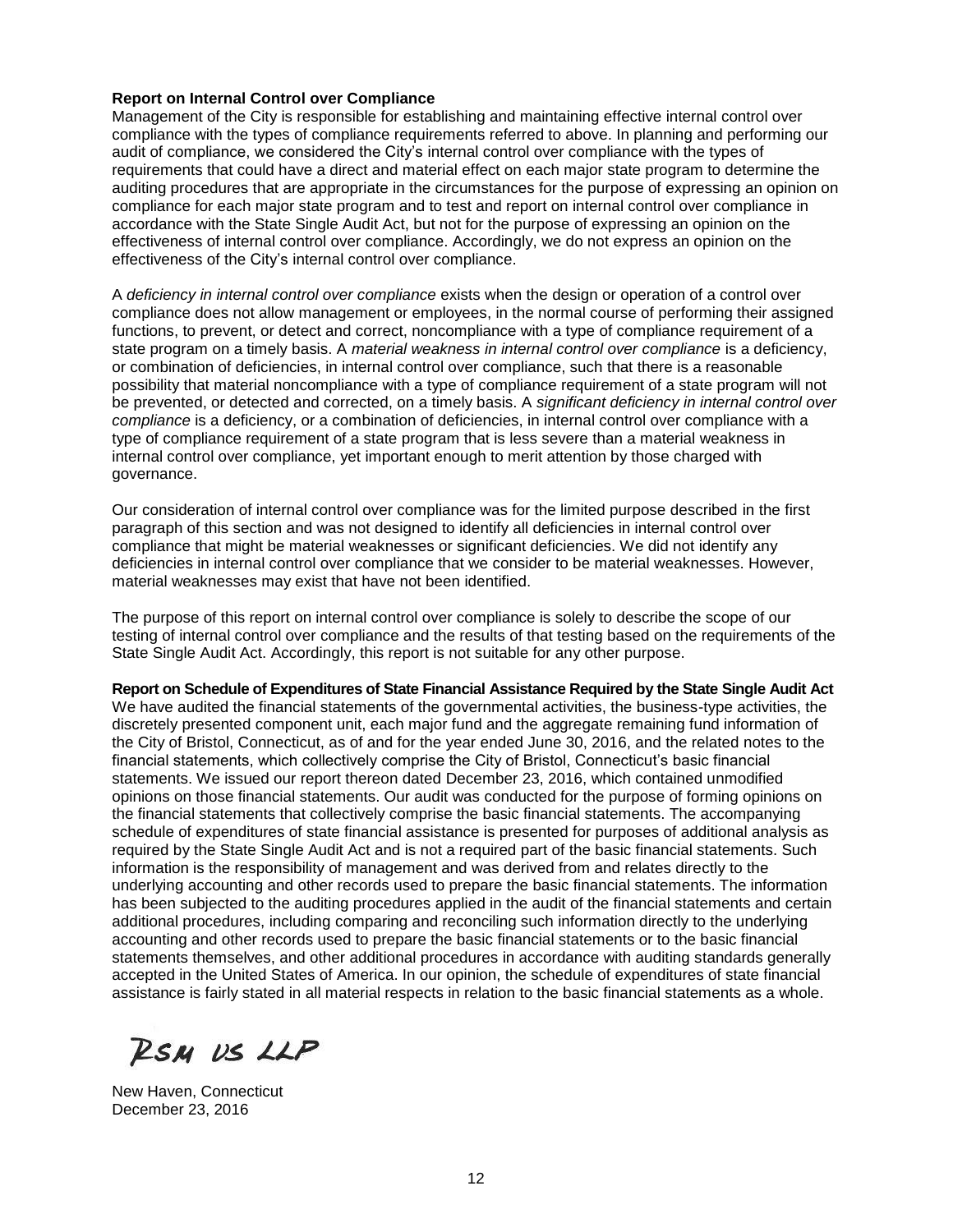**Report on Internal Control over Compliance**

Management of the City is responsible for establishing and maintaining effective internal control over compliance with the types of compliance requirements referred to above. In planning and performing our audit of compliance, we considered the City's internal control over compliance with the types of requirements that could have a direct and material effect on each major state program to determine the auditing procedures that are appropriate in the circumstances for the purpose of expressing an opinion on compliance for each major state program and to test and report on internal control over compliance in accordance with the State Single Audit Act, but not for the purpose of expressing an opinion on the effectiveness of internal control over compliance. Accordingly, we do not express an opinion on the effectiveness of the City's internal control over compliance.

A *deficiency in internal control over compliance* exists when the design or operation of a control over compliance does not allow management or employees, in the normal course of performing their assigned functions, to prevent, or detect and correct, noncompliance with a type of compliance requirement of a state program on a timely basis. A *material weakness in internal control over compliance* is a deficiency, or combination of deficiencies, in internal control over compliance, such that there is a reasonable possibility that material noncompliance with a type of compliance requirement of a state program will not be prevented, or detected and corrected, on a timely basis. A *significant deficiency in internal control over compliance* is a deficiency, or a combination of deficiencies, in internal control over compliance with a type of compliance requirement of a state program that is less severe than a material weakness in internal control over compliance, yet important enough to merit attention by those charged with governance.

Our consideration of internal control over compliance was for the limited purpose described in the first paragraph of this section and was not designed to identify all deficiencies in internal control over compliance that might be material weaknesses or significant deficiencies. We did not identify any deficiencies in internal control over compliance that we consider to be material weaknesses. However, material weaknesses may exist that have not been identified.

The purpose of this report on internal control over compliance is solely to describe the scope of our testing of internal control over compliance and the results of that testing based on the requirements of the State Single Audit Act. Accordingly, this report is not suitable for any other purpose.

**Report on Schedule of Expenditures of State Financial Assistance Required by the State Single Audit Act**

We have audited the financial statements of the governmental activities, the business-type activities, the discretely presented component unit, each major fund and the aggregate remaining fund information of the City of Bristol, Connecticut, as of and for the year ended June 30, 2016, and the related notes to the financial statements, which collectively comprise the City of Bristol, Connecticut's basic financial statements. We issued our report thereon dated December 23, 2016, which contained unmodified opinions on those financial statements. Our audit was conducted for the purpose of forming opinions on the financial statements that collectively comprise the basic financial statements. The accompanying schedule of expenditures of state financial assistance is presented for purposes of additional analysis as required by the State Single Audit Act and is not a required part of the basic financial statements. Such information is the responsibility of management and was derived from and relates directly to the underlying accounting and other records used to prepare the basic financial statements. The information has been subjected to the auditing procedures applied in the audit of the financial statements and certain additional procedures, including comparing and reconciling such information directly to the underlying accounting and other records used to prepare the basic financial statements or to the basic financial statements themselves, and other additional procedures in accordance with auditing standards generally accepted in the United States of America. In our opinion, the schedule of expenditures of state financial assistance is fairly stated in all material respects in relation to the basic financial statements as a whole.

RSM US LLP

New Haven, Connecticut
December 23, 2016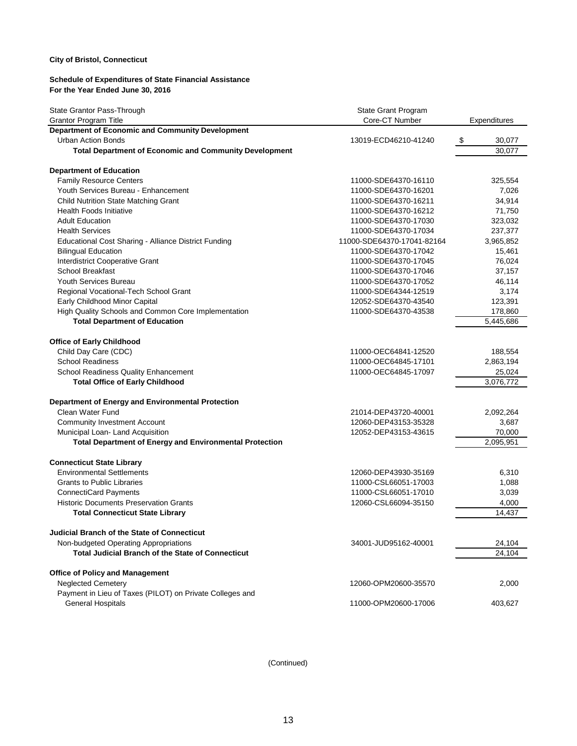**City of Bristol, Connecticut**

**Schedule of Expenditures of State Financial Assistance**
**For the Year Ended June 30, 2016**

| State Grantor Pass-Through Grantor Program Title | State Grant Program Core-CT Number | Expenditures |
|---|---|---|
| **Department of Economic and Community Development** | | |
| Urban Action Bonds | 13019-ECD46210-41240 | $ 30,077 |
| **Total Department of Economic and Community Development** | | 30,077 |
| | | |
| **Department of Education** | | |
| Family Resource Centers | 11000-SDE64370-16110 | 325,554 |
| Youth Services Bureau - Enhancement | 11000-SDE64370-16201 | 7,026 |
| Child Nutrition State Matching Grant | 11000-SDE64370-16211 | 34,914 |
| Health Foods Initiative | 11000-SDE64370-16212 | 71,750 |
| Adult Education | 11000-SDE64370-17030 | 323,032 |
| Health Services | 11000-SDE64370-17034 | 237,377 |
| Educational Cost Sharing - Alliance District Funding | 11000-SDE64370-17041-82164 | 3,965,852 |
| Bilingual Education | 11000-SDE64370-17042 | 15,461 |
| Interdistrict Cooperative Grant | 11000-SDE64370-17045 | 76,024 |
| School Breakfast | 11000-SDE64370-17046 | 37,157 |
| Youth Services Bureau | 11000-SDE64370-17052 | 46,114 |
| Regional Vocational-Tech School Grant | 11000-SDE64344-12519 | 3,174 |
| Early Childhood Minor Capital | 12052-SDE64370-43540 | 123,391 |
| High Quality Schools and Common Core Implementation | 11000-SDE64370-43538 | 178,860 |
| **Total Department of Education** | | 5,445,686 |
| | | |
| **Office of Early Childhood** | | |
| Child Day Care (CDC) | 11000-OEC64841-12520 | 188,554 |
| School Readiness | 11000-OEC64845-17101 | 2,863,194 |
| School Readiness Quality Enhancement | 11000-OEC64845-17097 | 25,024 |
| **Total Office of Early Childhood** | | 3,076,772 |
| | | |
| **Department of Energy and Environmental Protection** | | |
| Clean Water Fund | 21014-DEP43720-40001 | 2,092,264 |
| Community Investment Account | 12060-DEP43153-35328 | 3,687 |
| Municipal Loan- Land Acquisition | 12052-DEP43153-43615 | 70,000 |
| **Total Department of Energy and Environmental Protection** | | 2,095,951 |
| | | |
| **Connecticut State Library** | | |
| Environmental Settlements | 12060-DEP43930-35169 | 6,310 |
| Grants to Public Libraries | 11000-CSL66051-17003 | 1,088 |
| ConnectiCard Payments | 11000-CSL66051-17010 | 3,039 |
| Historic Documents Preservation Grants | 12060-CSL66094-35150 | 4,000 |
| **Total Connecticut State Library** | | 14,437 |
| | | |
| **Judicial Branch of the State of Connecticut** | | |
| Non-budgeted Operating Appropriations | 34001-JUD95162-40001 | 24,104 |
| **Total Judicial Branch of the State of Connecticut** | | 24,104 |
| | | |
| **Office of Policy and Management** | | |
| Neglected Cemetery | 12060-OPM20600-35570 | 2,000 |
| Payment in Lieu of Taxes (PILOT) on Private Colleges and General Hospitals | 11000-OPM20600-17006 | 403,627 |

(Continued)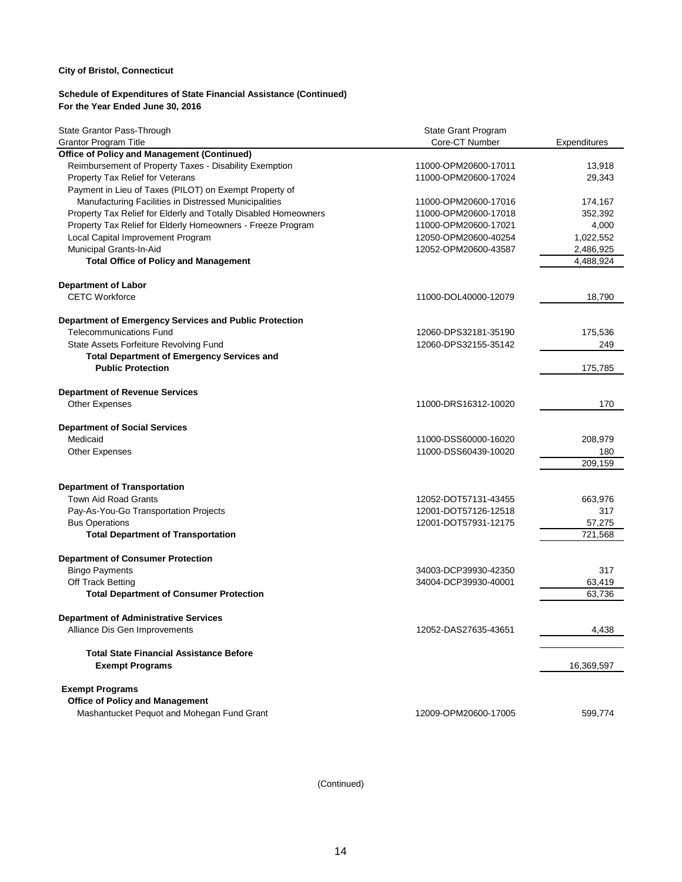**City of Bristol, Connecticut**

**Schedule of Expenditures of State Financial Assistance (Continued)**
**For the Year Ended June 30, 2016**

| State Grantor Pass-Through Grantor Program Title | State Grant Program Core-CT Number | Expenditures |
|---|---|---|
| **Office of Policy and Management (Continued)** | | |
| Reimbursement of Property Taxes - Disability Exemption | 11000-OPM20600-17011 | 13,918 |
| Property Tax Relief for Veterans | 11000-OPM20600-17024 | 29,343 |
| Payment in Lieu of Taxes (PILOT) on Exempt Property of Manufacturing Facilities in Distressed Municipalities | 11000-OPM20600-17016 | 174,167 |
| Property Tax Relief for Elderly and Totally Disabled Homeowners | 11000-OPM20600-17018 | 352,392 |
| Property Tax Relief for Elderly Homeowners - Freeze Program | 11000-OPM20600-17021 | 4,000 |
| Local Capital Improvement Program | 12050-OPM20600-40254 | 1,022,552 |
| Municipal Grants-In-Aid | 12052-OPM20600-43587 | 2,486,925 |
| **Total Office of Policy and Management** | | 4,488,924 |
| | | |
| **Department of Labor** | | |
| CETC Workforce | 11000-DOL40000-12079 | 18,790 |
| | | |
| **Department of Emergency Services and Public Protection** | | |
| Telecommunications Fund | 12060-DPS32181-35190 | 175,536 |
| State Assets Forfeiture Revolving Fund | 12060-DPS32155-35142 | 249 |
| **Total Department of Emergency Services and Public Protection** | | 175,785 |
| | | |
| **Department of Revenue Services** | | |
| Other Expenses | 11000-DRS16312-10020 | 170 |
| | | |
| **Department of Social Services** | | |
| Medicaid | 11000-DSS60000-16020 | 208,979 |
| Other Expenses | 11000-DSS60439-10020 | 180 |
| | | 209,159 |
| | | |
| **Department of Transportation** | | |
| Town Aid Road Grants | 12052-DOT57131-43455 | 663,976 |
| Pay-As-You-Go Transportation Projects | 12001-DOT57126-12518 | 317 |
| Bus Operations | 12001-DOT57931-12175 | 57,275 |
| **Total Department of Transportation** | | 721,568 |
| | | |
| **Department of Consumer Protection** | | |
| Bingo Payments | 34003-DCP39930-42350 | 317 |
| Off Track Betting | 34004-DCP39930-40001 | 63,419 |
| **Total Department of Consumer Protection** | | 63,736 |
| | | |
| **Department of Administrative Services** | | |
| Alliance Dis Gen Improvements | 12052-DAS27635-43651 | 4,438 |
| | | |
| **Total State Financial Assistance Before Exempt Programs** | | 16,369,597 |
| | | |
| **Exempt Programs** | | |
| **Office of Policy and Management** | | |
| Mashantucket Pequot and Mohegan Fund Grant | 12009-OPM20600-17005 | 599,774 |

(Continued)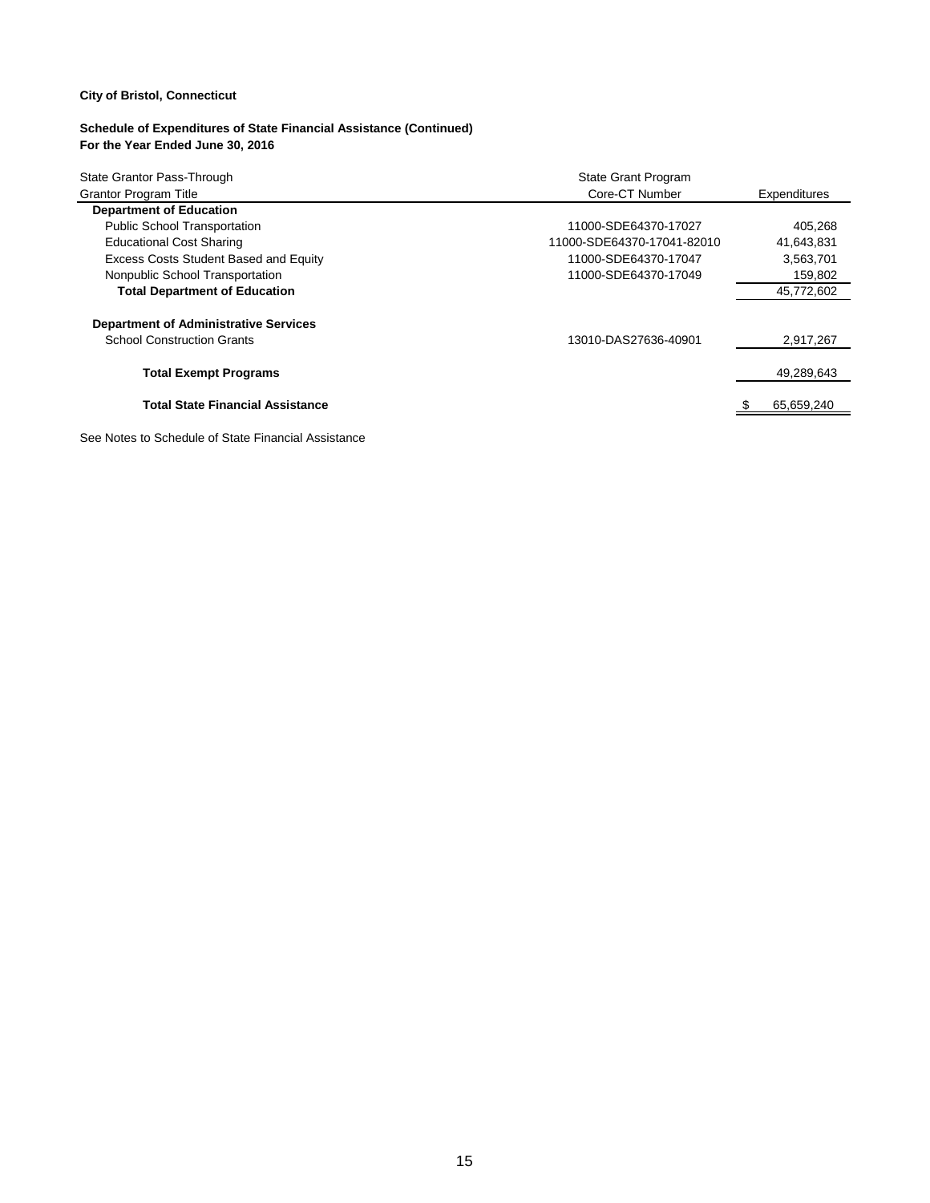**City of Bristol, Connecticut**

**Schedule of Expenditures of State Financial Assistance (Continued)**
**For the Year Ended June 30, 2016**

| State Grantor Pass-Through Grantor Program Title | State Grant Program Core-CT Number | Expenditures |
|---|---|---|
| **Department of Education** | | |
| Public School Transportation | 11000-SDE64370-17027 | 405,268 |
| Educational Cost Sharing | 11000-SDE64370-17041-82010 | 41,643,831 |
| Excess Costs Student Based and Equity | 11000-SDE64370-17047 | 3,563,701 |
| Nonpublic School Transportation | 11000-SDE64370-17049 | 159,802 |
| **Total Department of Education** | | 45,772,602 |
| | | |
| **Department of Administrative Services** | | |
| School Construction Grants | 13010-DAS27636-40901 | 2,917,267 |
| | | |
| **Total Exempt Programs** | | 49,289,643 |
| | | |
| **Total State Financial Assistance** | | $ 65,659,240 |

See Notes to Schedule of State Financial Assistance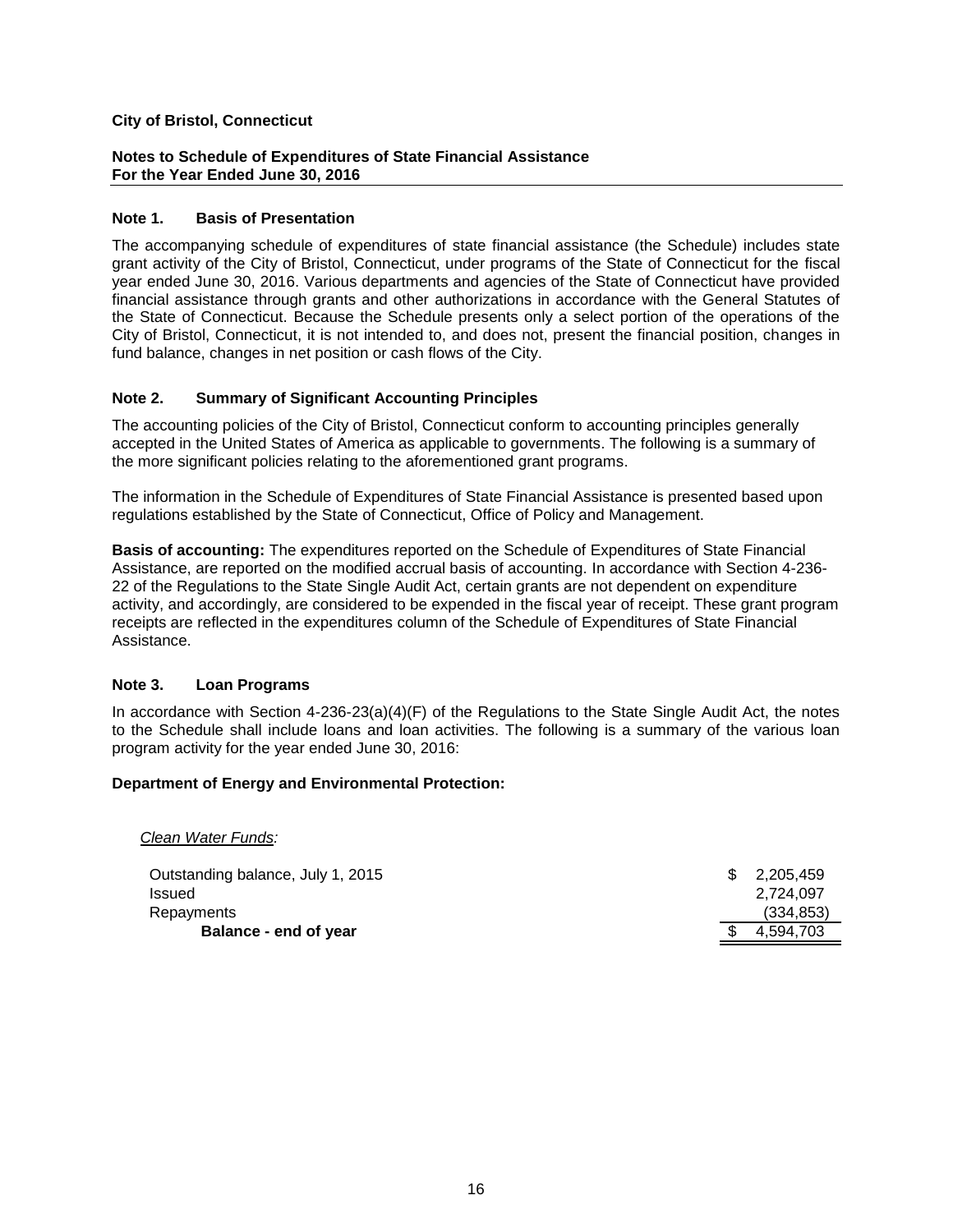**City of Bristol, Connecticut**

**Notes to Schedule of Expenditures of State Financial Assistance**
**For the Year Ended June 30, 2016**

### Note 1. Basis of Presentation

The accompanying schedule of expenditures of state financial assistance (the Schedule) includes state grant activity of the City of Bristol, Connecticut, under programs of the State of Connecticut for the fiscal year ended June 30, 2016. Various departments and agencies of the State of Connecticut have provided financial assistance through grants and other authorizations in accordance with the General Statutes of the State of Connecticut. Because the Schedule presents only a select portion of the operations of the City of Bristol, Connecticut, it is not intended to, and does not, present the financial position, changes in fund balance, changes in net position or cash flows of the City.

### Note 2. Summary of Significant Accounting Principles

The accounting policies of the City of Bristol, Connecticut conform to accounting principles generally accepted in the United States of America as applicable to governments. The following is a summary of the more significant policies relating to the aforementioned grant programs.

The information in the Schedule of Expenditures of State Financial Assistance is presented based upon regulations established by the State of Connecticut, Office of Policy and Management.

**Basis of accounting:** The expenditures reported on the Schedule of Expenditures of State Financial Assistance, are reported on the modified accrual basis of accounting. In accordance with Section 4-236-22 of the Regulations to the State Single Audit Act, certain grants are not dependent on expenditure activity, and accordingly, are considered to be expended in the fiscal year of receipt. These grant program receipts are reflected in the expenditures column of the Schedule of Expenditures of State Financial Assistance.

### Note 3. Loan Programs

In accordance with Section 4-236-23(a)(4)(F) of the Regulations to the State Single Audit Act, the notes to the Schedule shall include loans and loan activities. The following is a summary of the various loan program activity for the year ended June 30, 2016:

**Department of Energy and Environmental Protection:**

*Clean Water Funds:*

| | |
|---|---|
| Outstanding balance, July 1, 2015 | $ 2,205,459 |
| Issued | 2,724,097 |
| Repayments | (334,853) |
| **Balance - end of year** | $ 4,594,703 |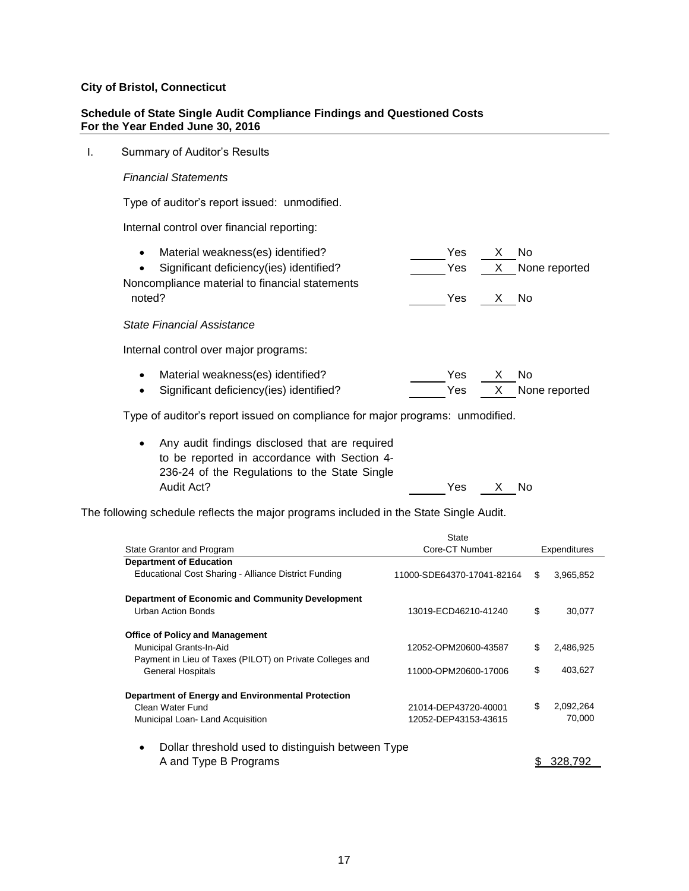**City of Bristol, Connecticut**

**Schedule of State Single Audit Compliance Findings and Questioned Costs**
**For the Year Ended June 30, 2016**

I. Summary of Auditor's Results

*Financial Statements*

Type of auditor's report issued: unmodified.

Internal control over financial reporting:

- Material weakness(es) identified? ______ Yes __X__ No
- Significant deficiency(ies) identified? ______ Yes __X__ None reported

Noncompliance material to financial statements noted? ______ Yes __X__ No

*State Financial Assistance*

Internal control over major programs:

- Material weakness(es) identified? ______ Yes __X__ No
- Significant deficiency(ies) identified? ______ Yes __X__ None reported

Type of auditor's report issued on compliance for major programs: unmodified.

- Any audit findings disclosed that are required to be reported in accordance with Section 4-236-24 of the Regulations to the State Single Audit Act? ______ Yes __X__ No

The following schedule reflects the major programs included in the State Single Audit.

| State Grantor and Program | State Core-CT Number | Expenditures |
|---|---|---|
| **Department of Education** | | |
| Educational Cost Sharing - Alliance District Funding | 11000-SDE64370-17041-82164 | $ 3,965,852 |
| **Department of Economic and Community Development** | | |
| Urban Action Bonds | 13019-ECD46210-41240 | $ 30,077 |
| **Office of Policy and Management** | | |
| Municipal Grants-In-Aid | 12052-OPM20600-43587 | $ 2,486,925 |
| Payment in Lieu of Taxes (PILOT) on Private Colleges and General Hospitals | 11000-OPM20600-17006 | $ 403,627 |
| **Department of Energy and Environmental Protection** | | |
| Clean Water Fund | 21014-DEP43720-40001 | $ 2,092,264 |
| Municipal Loan- Land Acquisition | 12052-DEP43153-43615 | 70,000 |

- Dollar threshold used to distinguish between Type A and Type B Programs $ 328,792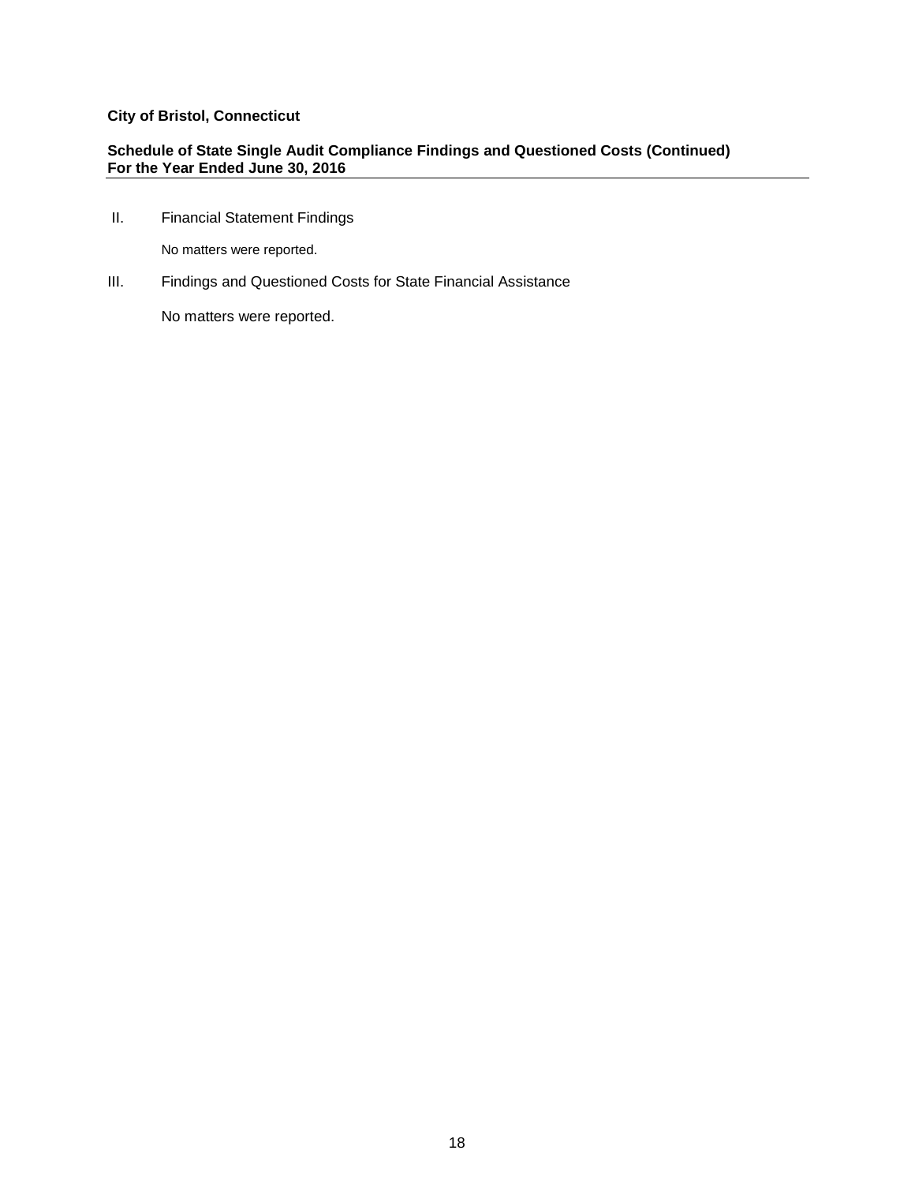**City of Bristol, Connecticut**

**Schedule of State Single Audit Compliance Findings and Questioned Costs (Continued)**
**For the Year Ended June 30, 2016**

II. Financial Statement Findings

No matters were reported.

III. Findings and Questioned Costs for State Financial Assistance

No matters were reported.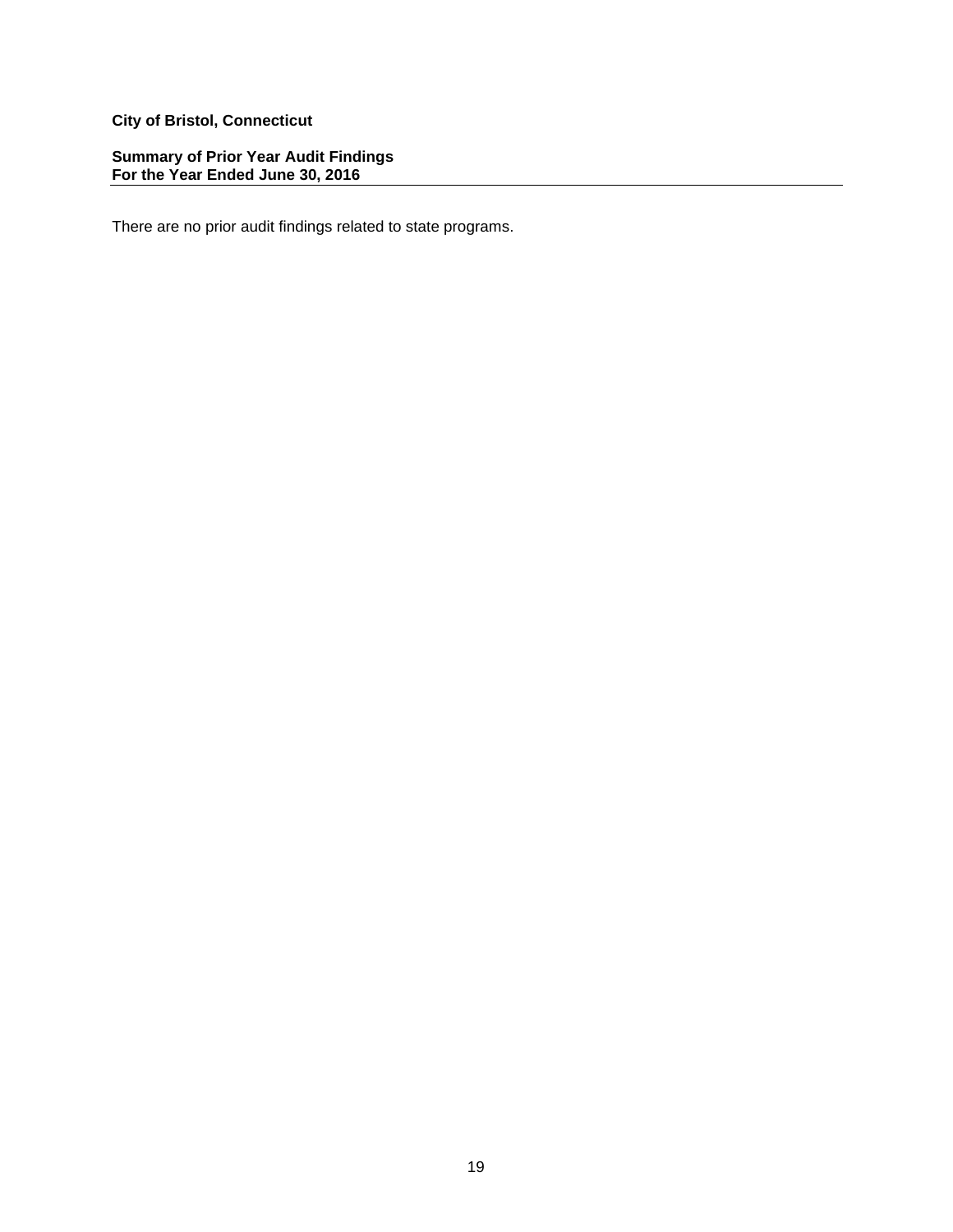**City of Bristol, Connecticut**

**Summary of Prior Year Audit Findings**
**For the Year Ended June 30, 2016**

There are no prior audit findings related to state programs.